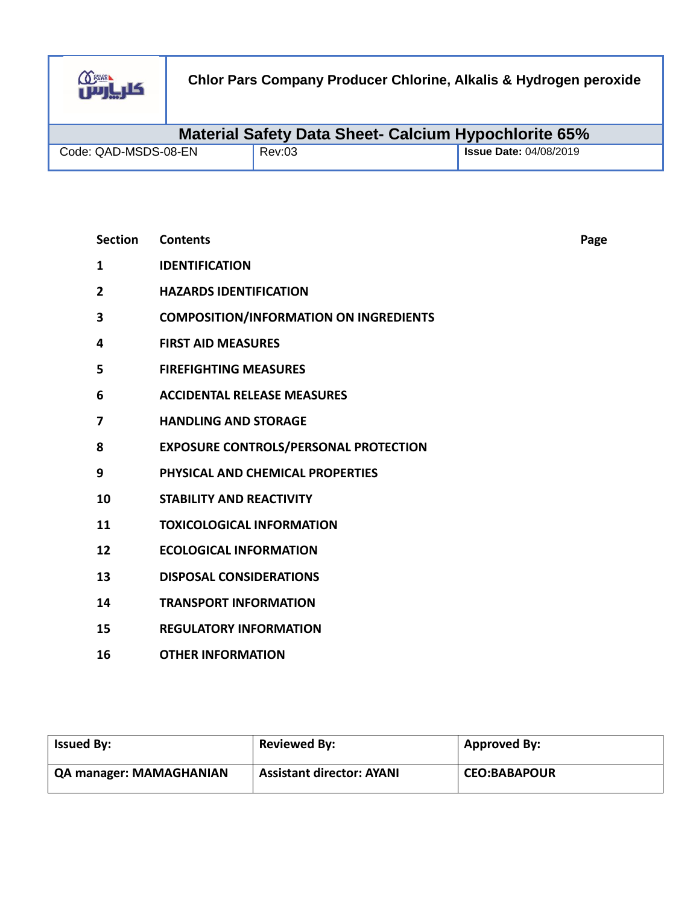| | Chlor Pars Company Producer Chlorine, Alkalis & Hydrogen peroxide | |
|---|---|---|
| **Material Safety Data Sheet- Calcium Hypochlorite 65%** | | |
| Code: QAD-MSDS-08-EN | Rev:03 | **Issue Date:** 04/08/2019 |

| Section | Contents | Page |
|---|---|---|
| 1 | IDENTIFICATION | |
| 2 | HAZARDS IDENTIFICATION | |
| 3 | COMPOSITION/INFORMATION ON INGREDIENTS | |
| 4 | FIRST AID MEASURES | |
| 5 | FIREFIGHTING MEASURES | |
| 6 | ACCIDENTAL RELEASE MEASURES | |
| 7 | HANDLING AND STORAGE | |
| 8 | EXPOSURE CONTROLS/PERSONAL PROTECTION | |
| 9 | PHYSICAL AND CHEMICAL PROPERTIES | |
| 10 | STABILITY AND REACTIVITY | |
| 11 | TOXICOLOGICAL INFORMATION | |
| 12 | ECOLOGICAL INFORMATION | |
| 13 | DISPOSAL CONSIDERATIONS | |
| 14 | TRANSPORT INFORMATION | |
| 15 | REGULATORY INFORMATION | |
| 16 | OTHER INFORMATION | |

| Issued By: | Reviewed By: | Approved By: |
|---|---|---|
| QA manager: MAMAGHANIAN | Assistant director: AYANI | CEO:BABAPOUR |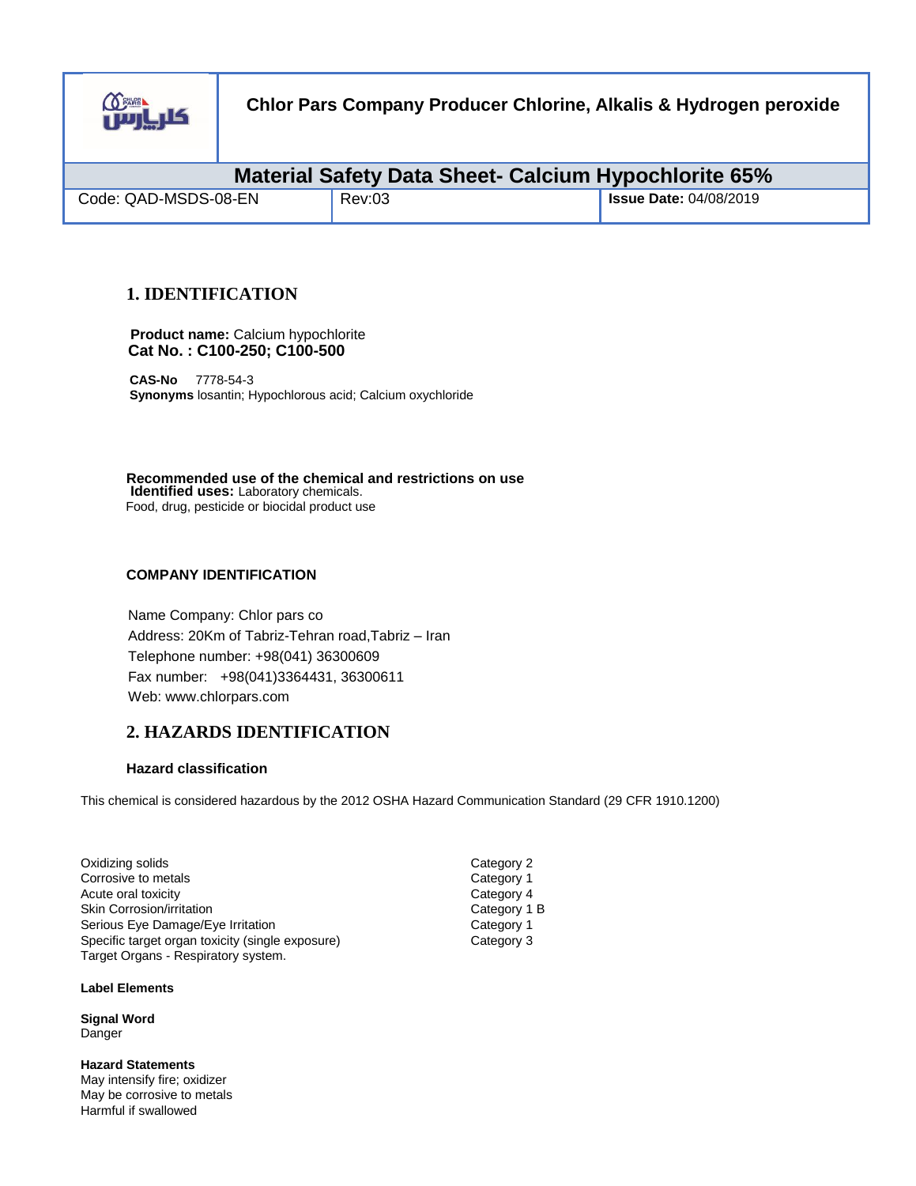| | Chlor Pars Company Producer Chlorine, Alkalis & Hydrogen peroxide | |
|---|---|---|
| **Material Safety Data Sheet- Calcium Hypochlorite 65%** | | |
| Code: QAD-MSDS-08-EN | Rev:03 | **Issue Date:** 04/08/2019 |

## 1. IDENTIFICATION

**Product name:** Calcium hypochlorite
**Cat No. : C100-250; C100-500**

**CAS-No** 7778-54-3
**Synonyms** losantin; Hypochlorous acid; Calcium oxychloride

**Recommended use of the chemical and restrictions on use**
**Identified uses:** Laboratory chemicals.
Food, drug, pesticide or biocidal product use

**COMPANY IDENTIFICATION**

Name Company: Chlor pars co
Address: 20Km of Tabriz-Tehran road,Tabriz – Iran
Telephone number: +98(041) 36300609
Fax number: +98(041)3364431, 36300611
Web: www.chlorpars.com

## 2. HAZARDS IDENTIFICATION

**Hazard classification**

This chemical is considered hazardous by the 2012 OSHA Hazard Communication Standard (29 CFR 1910.1200)

| | |
|---|---|
| Oxidizing solids | Category 2 |
| Corrosive to metals | Category 1 |
| Acute oral toxicity | Category 4 |
| Skin Corrosion/irritation | Category 1 B |
| Serious Eye Damage/Eye Irritation | Category 1 |
| Specific target organ toxicity (single exposure) | Category 3 |
| Target Organs - Respiratory system. | |

**Label Elements**

**Signal Word**
Danger

**Hazard Statements**
May intensify fire; oxidizer
May be corrosive to metals
Harmful if swallowed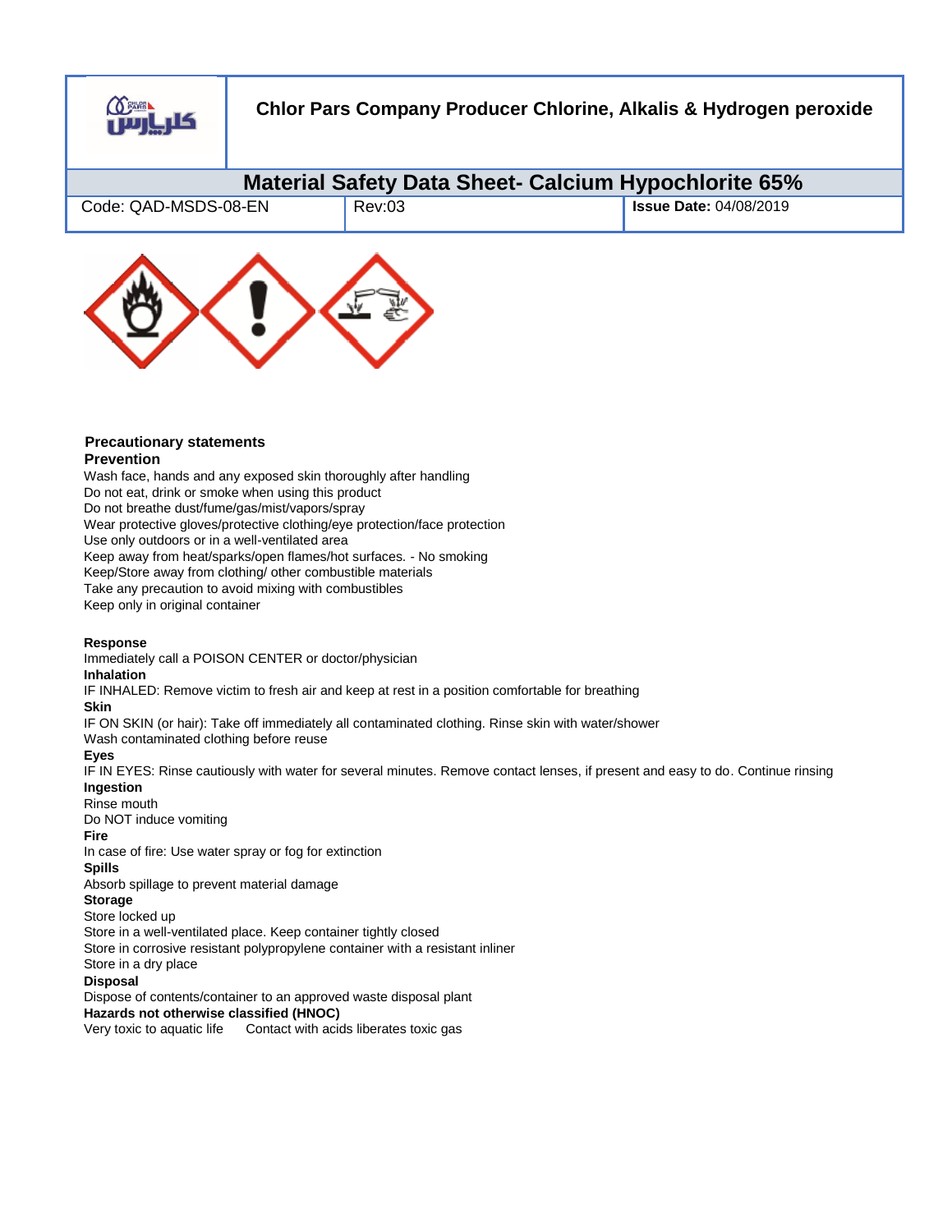### Precautionary statements

**Prevention**

Wash face, hands and any exposed skin thoroughly after handling
Do not eat, drink or smoke when using this product
Do not breathe dust/fume/gas/mist/vapors/spray
Wear protective gloves/protective clothing/eye protection/face protection
Use only outdoors or in a well-ventilated area
Keep away from heat/sparks/open flames/hot surfaces. - No smoking
Keep/Store away from clothing/ other combustible materials
Take any precaution to avoid mixing with combustibles
Keep only in original container

**Response**

Immediately call a POISON CENTER or doctor/physician

**Inhalation**

IF INHALED: Remove victim to fresh air and keep at rest in a position comfortable for breathing

**Skin**

IF ON SKIN (or hair): Take off immediately all contaminated clothing. Rinse skin with water/shower
Wash contaminated clothing before reuse

**Eyes**

IF IN EYES: Rinse cautiously with water for several minutes. Remove contact lenses, if present and easy to do. Continue rinsing

**Ingestion**

Rinse mouth
Do NOT induce vomiting

**Fire**

In case of fire: Use water spray or fog for extinction

**Spills**

Absorb spillage to prevent material damage

**Storage**

Store locked up
Store in a well-ventilated place. Keep container tightly closed
Store in corrosive resistant polypropylene container with a resistant inliner
Store in a dry place

**Disposal**

Dispose of contents/container to an approved waste disposal plant

**Hazards not otherwise classified (HNOC)**

Very toxic to aquatic life    Contact with acids liberates toxic gas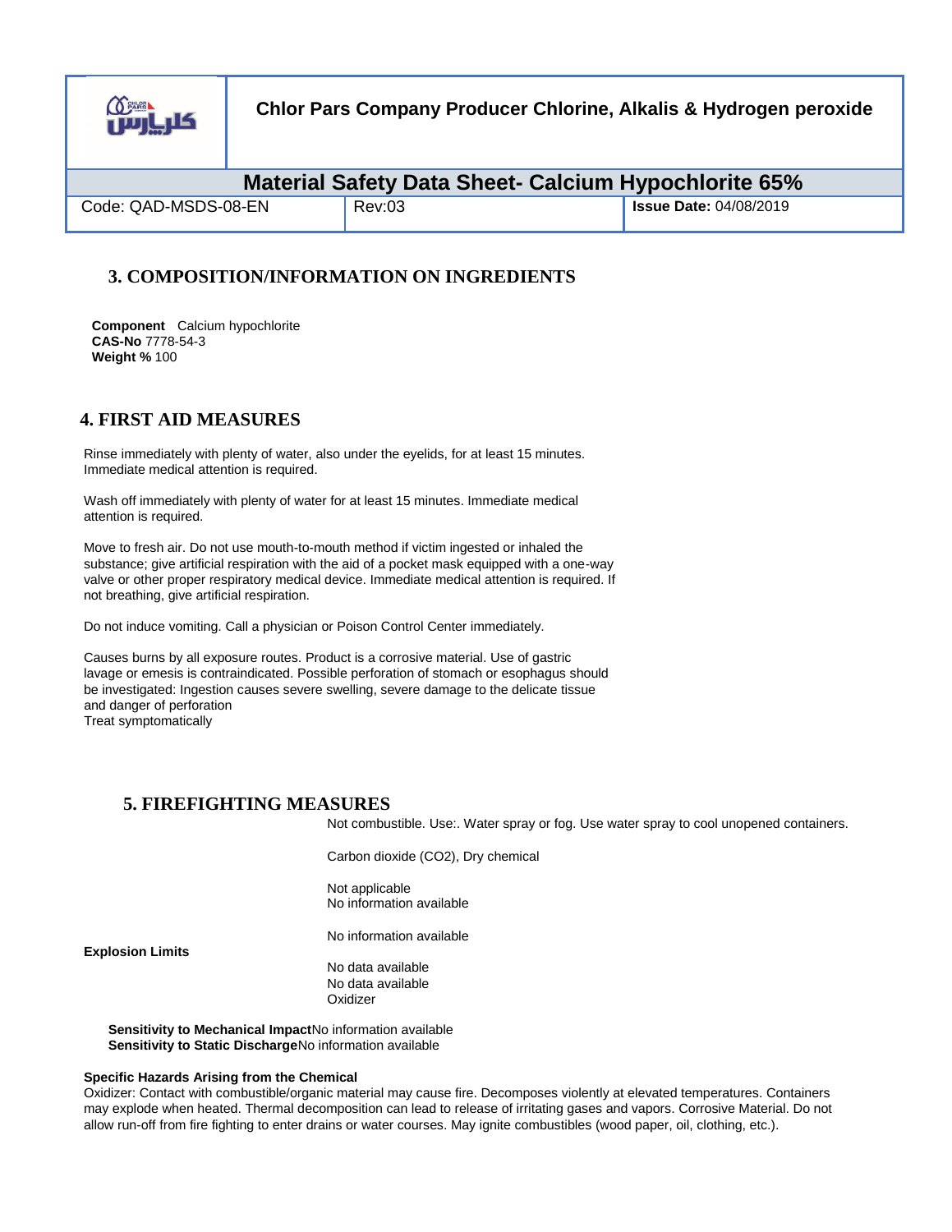## 3. COMPOSITION/INFORMATION ON INGREDIENTS

**Component** Calcium hypochlorite
**CAS-No** 7778-54-3
**Weight %** 100

## 4. FIRST AID MEASURES

Rinse immediately with plenty of water, also under the eyelids, for at least 15 minutes. Immediate medical attention is required.

Wash off immediately with plenty of water for at least 15 minutes. Immediate medical attention is required.

Move to fresh air. Do not use mouth-to-mouth method if victim ingested or inhaled the substance; give artificial respiration with the aid of a pocket mask equipped with a one-way valve or other proper respiratory medical device. Immediate medical attention is required. If not breathing, give artificial respiration.

Do not induce vomiting. Call a physician or Poison Control Center immediately.

Causes burns by all exposure routes. Product is a corrosive material. Use of gastric lavage or emesis is contraindicated. Possible perforation of stomach or esophagus should be investigated: Ingestion causes severe swelling, severe damage to the delicate tissue and danger of perforation
Treat symptomatically

## 5. FIREFIGHTING MEASURES

Not combustible. Use:. Water spray or fog. Use water spray to cool unopened containers.

Carbon dioxide ($CO_2$), Dry chemical

Not applicable
No information available

No information available

**Explosion Limits**

No data available
No data available
Oxidizer

**Sensitivity to Mechanical Impact** No information available
**Sensitivity to Static Discharge** No information available

**Specific Hazards Arising from the Chemical**
Oxidizer: Contact with combustible/organic material may cause fire. Decomposes violently at elevated temperatures. Containers may explode when heated. Thermal decomposition can lead to release of irritating gases and vapors. Corrosive Material. Do not allow run-off from fire fighting to enter drains or water courses. May ignite combustibles (wood paper, oil, clothing, etc.).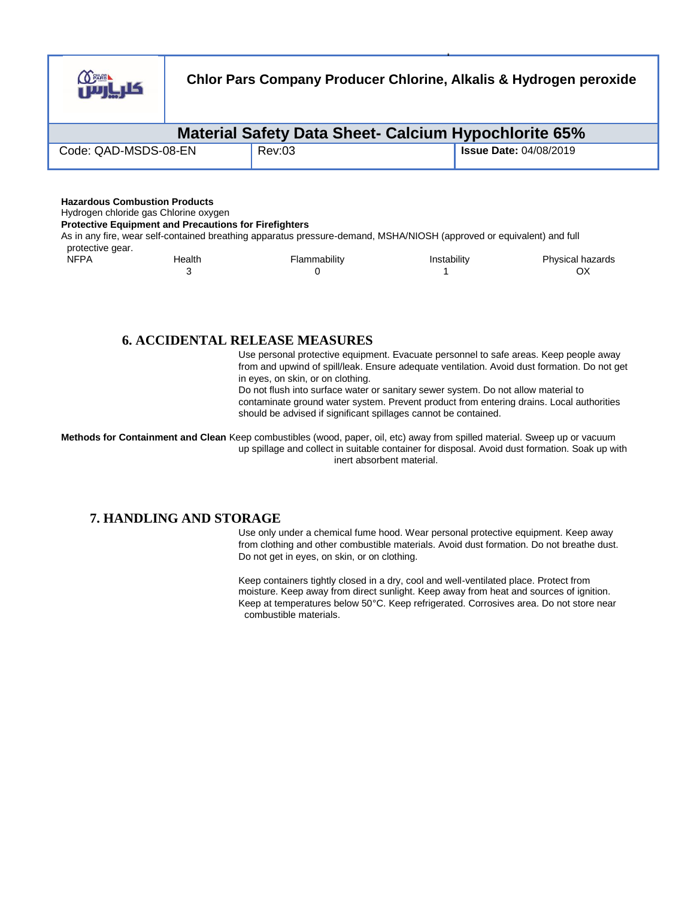**Hazardous Combustion Products**

Hydrogen chloride gas Chlorine oxygen

**Protective Equipment and Precautions for Firefighters**

As in any fire, wear self-contained breathing apparatus pressure-demand, MSHA/NIOSH (approved or equivalent) and full protective gear.

| NFPA | Health | Flammability | Instability | Physical hazards |
|---|---|---|---|---|
| | 3 | 0 | 1 | OX |

## 6. ACCIDENTAL RELEASE MEASURES

Use personal protective equipment. Evacuate personnel to safe areas. Keep people away from and upwind of spill/leak. Ensure adequate ventilation. Avoid dust formation. Do not get in eyes, on skin, or on clothing.

Do not flush into surface water or sanitary sewer system. Do not allow material to contaminate ground water system. Prevent product from entering drains. Local authorities should be advised if significant spillages cannot be contained.

**Methods for Containment and Clean** Keep combustibles (wood, paper, oil, etc) away from spilled material. Sweep up or vacuum up spillage and collect in suitable container for disposal. Avoid dust formation. Soak up with inert absorbent material.

## 7. HANDLING AND STORAGE

Use only under a chemical fume hood. Wear personal protective equipment. Keep away from clothing and other combustible materials. Avoid dust formation. Do not breathe dust. Do not get in eyes, on skin, or on clothing.

Keep containers tightly closed in a dry, cool and well-ventilated place. Protect from moisture. Keep away from direct sunlight. Keep away from heat and sources of ignition. Keep at temperatures below 50°C. Keep refrigerated. Corrosives area. Do not store near combustible materials.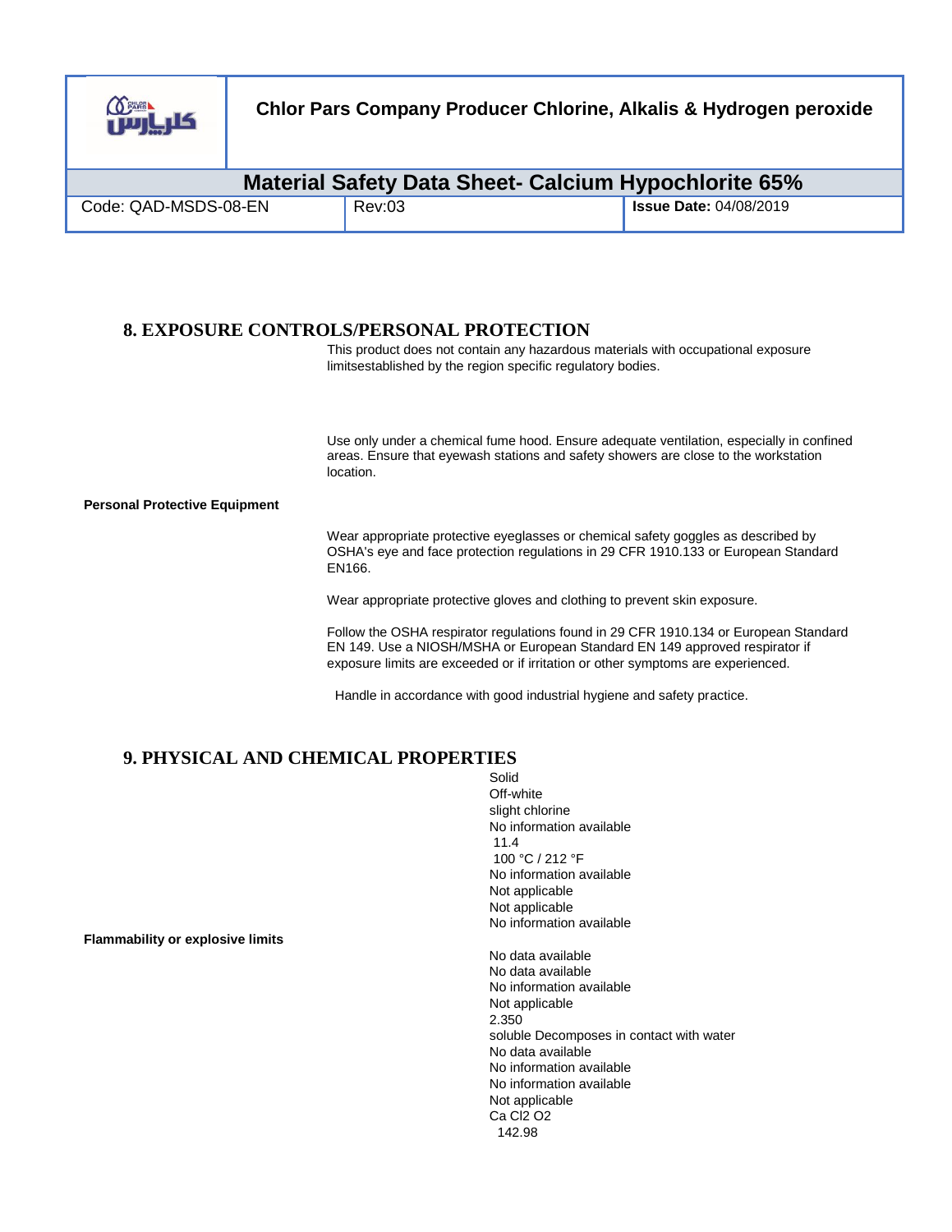## 8. EXPOSURE CONTROLS/PERSONAL PROTECTION

This product does not contain any hazardous materials with occupational exposure limitsestablished by the region specific regulatory bodies.

Use only under a chemical fume hood. Ensure adequate ventilation, especially in confined areas. Ensure that eyewash stations and safety showers are close to the workstation location.

**Personal Protective Equipment**

Wear appropriate protective eyeglasses or chemical safety goggles as described by OSHA's eye and face protection regulations in 29 CFR 1910.133 or European Standard EN166.

Wear appropriate protective gloves and clothing to prevent skin exposure.

Follow the OSHA respirator regulations found in 29 CFR 1910.134 or European Standard EN 149. Use a NIOSH/MSHA or European Standard EN 149 approved respirator if exposure limits are exceeded or if irritation or other symptoms are experienced.

Handle in accordance with good industrial hygiene and safety practice.

## 9. PHYSICAL AND CHEMICAL PROPERTIES

Solid
Off-white
slight chlorine
No information available
11.4
100 °C / 212 °F
No information available
Not applicable
Not applicable
No information available

**Flammability or explosive limits**

No data available
No data available
No information available
Not applicable
2.350
soluble Decomposes in contact with water
No data available
No information available
No information available
Not applicable
Ca Cl2 O2
142.98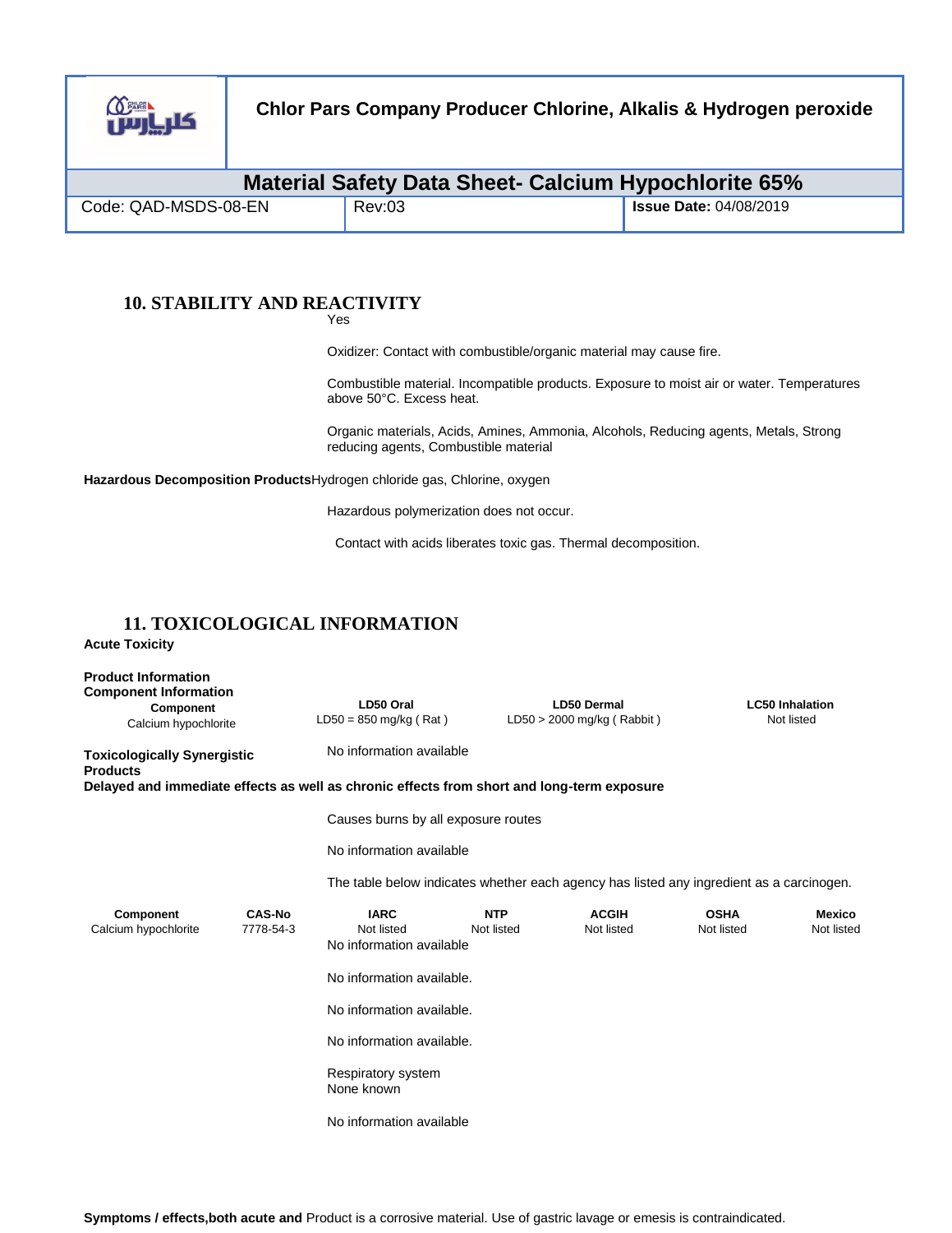## 10. STABILITY AND REACTIVITY

Yes

Oxidizer: Contact with combustible/organic material may cause fire.

Combustible material. Incompatible products. Exposure to moist air or water. Temperatures above 50°C. Excess heat.

Organic materials, Acids, Amines, Ammonia, Alcohols, Reducing agents, Metals, Strong reducing agents, Combustible material

**Hazardous Decomposition Products** Hydrogen chloride gas, Chlorine, oxygen

Hazardous polymerization does not occur.

Contact with acids liberates toxic gas. Thermal decomposition.

## 11. TOXICOLOGICAL INFORMATION

**Acute Toxicity**

**Product Information**

**Component Information**

| Component | LD50 Oral | LD50 Dermal | LC50 Inhalation |
|---|---|---|---|
| Calcium hypochlorite | LD50 = 850 mg/kg ( Rat ) | LD50 > 2000 mg/kg ( Rabbit ) | Not listed |

**Toxicologically Synergistic Products** No information available

**Delayed and immediate effects as well as chronic effects from short and long-term exposure**

Causes burns by all exposure routes

No information available

The table below indicates whether each agency has listed any ingredient as a carcinogen.

| Component | CAS-No | IARC | NTP | ACGIH | OSHA | Mexico |
|---|---|---|---|---|---|---|
| Calcium hypochlorite | 7778-54-3 | Not listed | Not listed | Not listed | Not listed | Not listed |

No information available

No information available.

No information available.

No information available.

Respiratory system
None known

No information available

**Symptoms / effects,both acute and** Product is a corrosive material. Use of gastric lavage or emesis is contraindicated.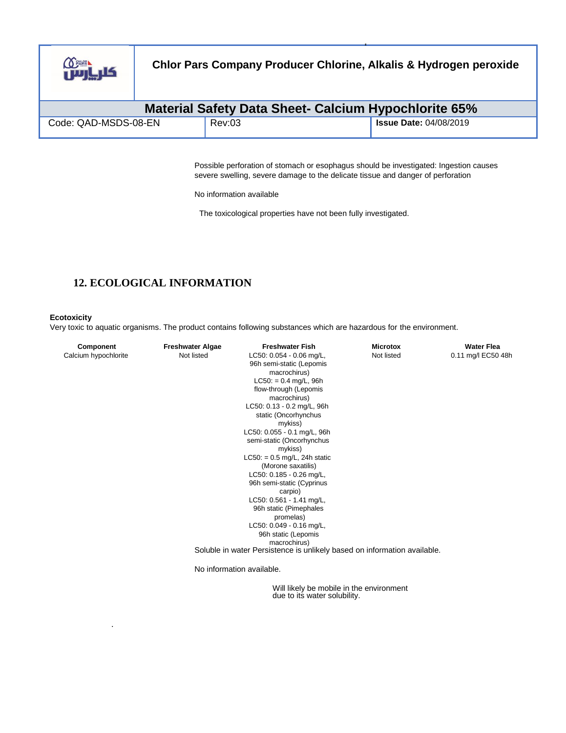Possible perforation of stomach or esophagus should be investigated: Ingestion causes severe swelling, severe damage to the delicate tissue and danger of perforation

No information available

The toxicological properties have not been fully investigated.

## 12. ECOLOGICAL INFORMATION

**Ecotoxicity**

Very toxic to aquatic organisms. The product contains following substances which are hazardous for the environment.

| Component | Freshwater Algae | Freshwater Fish | Microtox | Water Flea |
|---|---|---|---|---|
| Calcium hypochlorite | Not listed | LC50: 0.054 - 0.06 mg/L, 96h semi-static (Lepomis macrochirus) LC50: = 0.4 mg/L, 96h flow-through (Lepomis macrochirus) LC50: 0.13 - 0.2 mg/L, 96h static (Oncorhynchus mykiss) LC50: 0.055 - 0.1 mg/L, 96h semi-static (Oncorhynchus mykiss) LC50: = 0.5 mg/L, 24h static (Morone saxatilis) LC50: 0.185 - 0.26 mg/L, 96h semi-static (Cyprinus carpio) LC50: 0.561 - 1.41 mg/L, 96h static (Pimephales promelas) LC50: 0.049 - 0.16 mg/L, 96h static (Lepomis macrochirus) | Not listed | 0.11 mg/l EC50 48h |

Soluble in water Persistence is unlikely based on information available.

No information available.

Will likely be mobile in the environment due to its water solubility.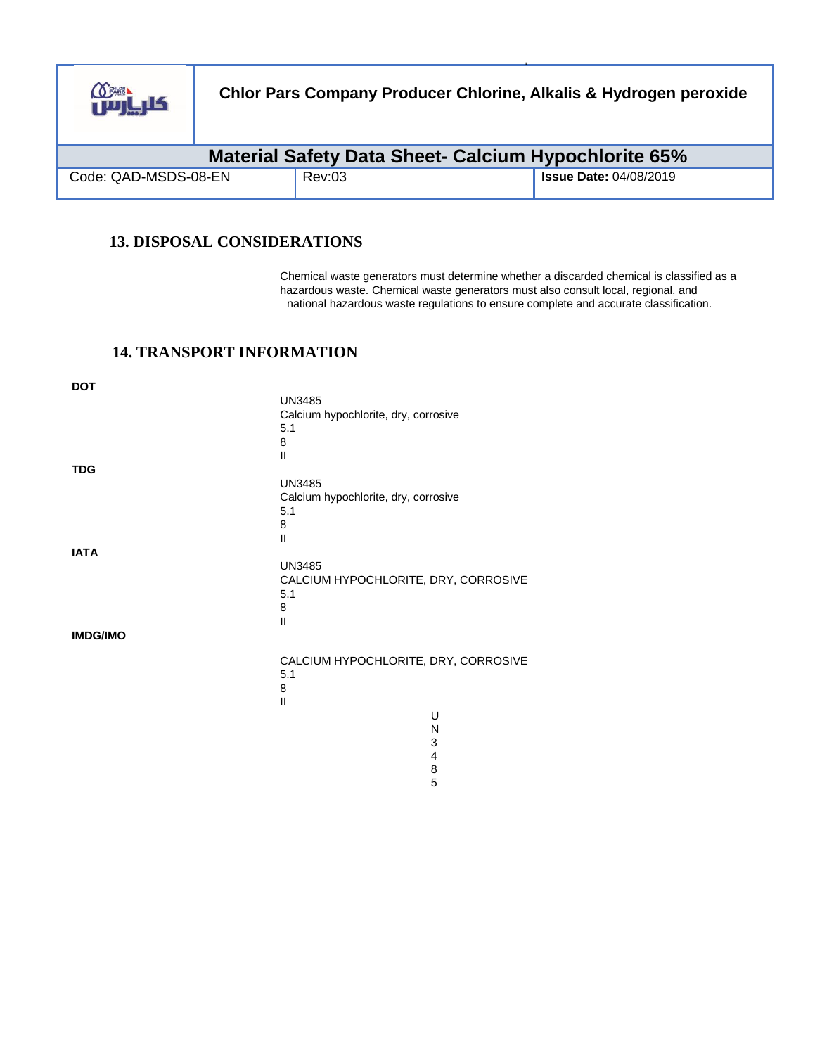## 13. DISPOSAL CONSIDERATIONS

Chemical waste generators must determine whether a discarded chemical is classified as a hazardous waste. Chemical waste generators must also consult local, regional, and national hazardous waste regulations to ensure complete and accurate classification.

## 14. TRANSPORT INFORMATION

**DOT**

UN3485
Calcium hypochlorite, dry, corrosive
5.1
8
II

**TDG**

UN3485
Calcium hypochlorite, dry, corrosive
5.1
8
II

**IATA**

UN3485
CALCIUM HYPOCHLORITE, DRY, CORROSIVE
5.1
8
II

**IMDG/IMO**

CALCIUM HYPOCHLORITE, DRY, CORROSIVE
5.1
8
II

U
N
3
4
8
5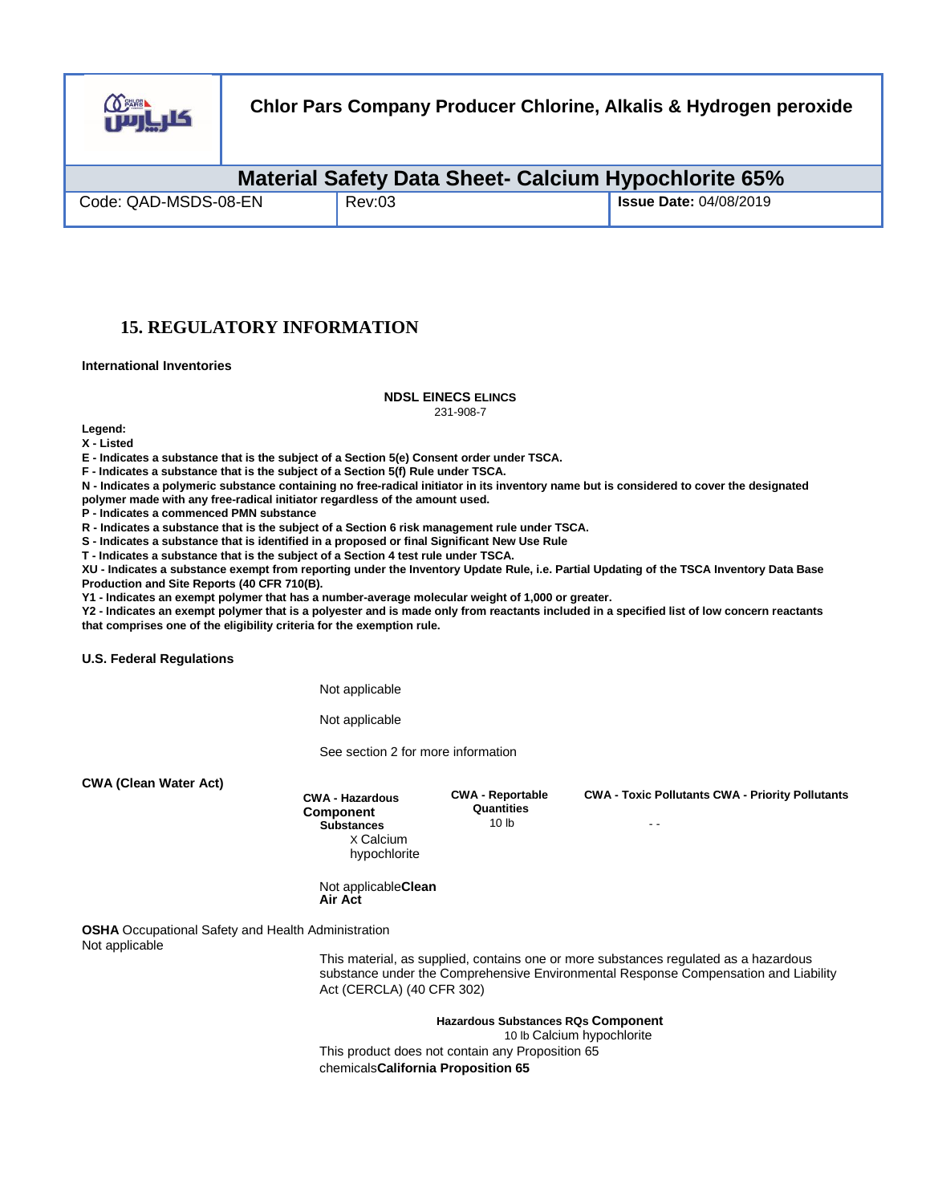## 15. REGULATORY INFORMATION

**International Inventories**

| NDSL | EINECS | ELINCS |
|---|---|---|
| | 231-908-7 | |

**Legend:**
**X - Listed**
**E - Indicates a substance that is the subject of a Section 5(e) Consent order under TSCA.**
**F - Indicates a substance that is the subject of a Section 5(f) Rule under TSCA.**
**N - Indicates a polymeric substance containing no free-radical initiator in its inventory name but is considered to cover the designated polymer made with any free-radical initiator regardless of the amount used.**
**P - Indicates a commenced PMN substance**
**R - Indicates a substance that is the subject of a Section 6 risk management rule under TSCA.**
**S - Indicates a substance that is identified in a proposed or final Significant New Use Rule**
**T - Indicates a substance that is the subject of a Section 4 test rule under TSCA.**
**XU - Indicates a substance exempt from reporting under the Inventory Update Rule, i.e. Partial Updating of the TSCA Inventory Data Base Production and Site Reports (40 CFR 710(B).**
**Y1 - Indicates an exempt polymer that has a number-average molecular weight of 1,000 or greater.**
**Y2 - Indicates an exempt polymer that is a polyester and is made only from reactants included in a specified list of low concern reactants that comprises one of the eligibility criteria for the exemption rule.**

**U.S. Federal Regulations**

Not applicable

Not applicable

See section 2 for more information

**CWA (Clean Water Act)**

| Component | CWA - Hazardous Substances | CWA - Reportable Quantities | CWA - Toxic Pollutants | CWA - Priority Pollutants |
|---|---|---|---|---|
| Calcium hypochlorite | X | 10 lb | - | - |

**Clean Air Act**

Not applicable

**OSHA** Occupational Safety and Health Administration
Not applicable

This material, as supplied, contains one or more substances regulated as a hazardous substance under the Comprehensive Environmental Response Compensation and Liability Act (CERCLA) (40 CFR 302)

| Component | Hazardous Substances RQs |
|---|---|
| Calcium hypochlorite | 10 lb |

**California Proposition 65**

This product does not contain any Proposition 65 chemicals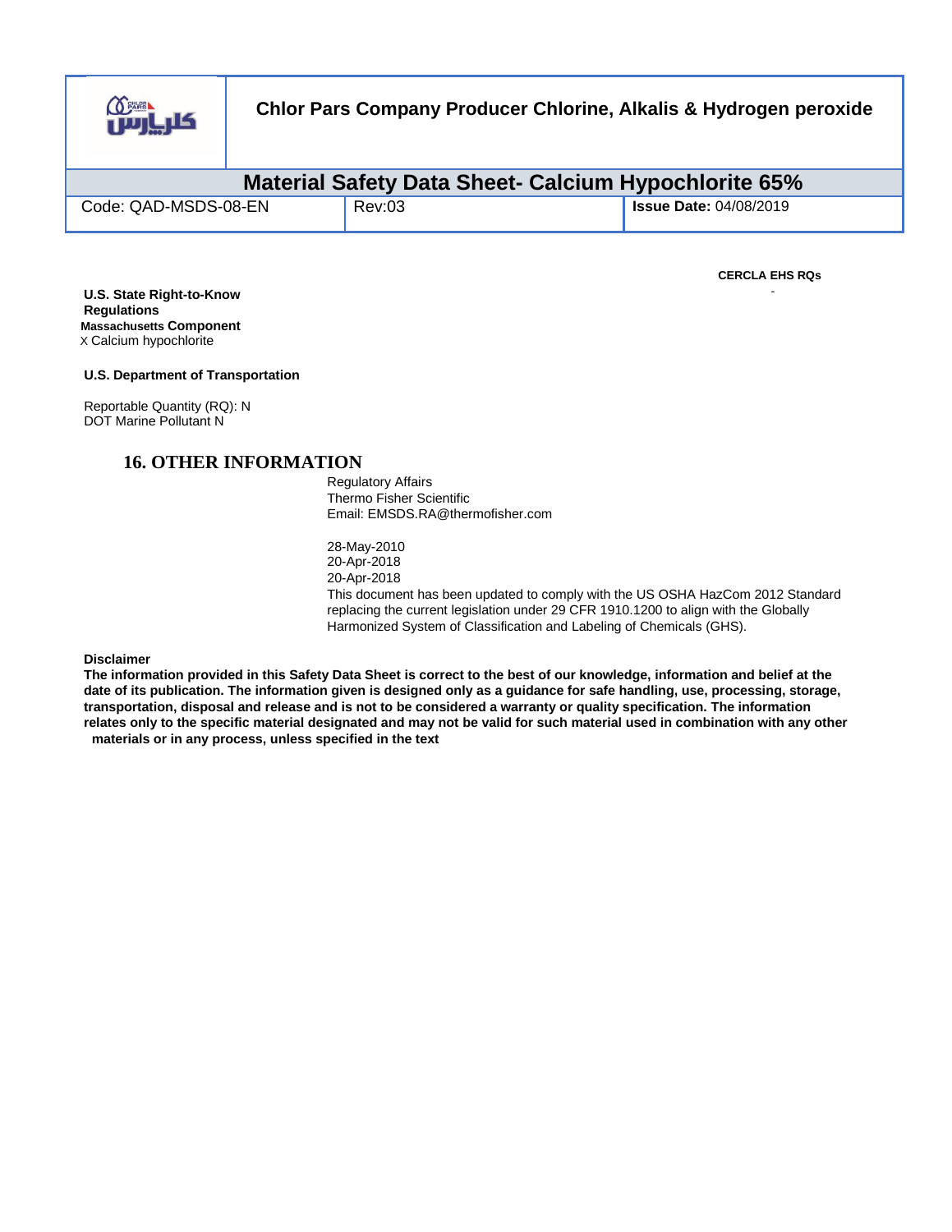**CERCLA EHS RQs**

-

**U.S. State Right-to-Know Regulations**

**Massachusetts Component**

X Calcium hypochlorite

**U.S. Department of Transportation**

Reportable Quantity (RQ): N
DOT Marine Pollutant N

## 16. OTHER INFORMATION

Regulatory Affairs
Thermo Fisher Scientific
Email: EMSDS.RA@thermofisher.com

28-May-2010
20-Apr-2018
20-Apr-2018
This document has been updated to comply with the US OSHA HazCom 2012 Standard replacing the current legislation under 29 CFR 1910.1200 to align with the Globally Harmonized System of Classification and Labeling of Chemicals (GHS).

**Disclaimer**

**The information provided in this Safety Data Sheet is correct to the best of our knowledge, information and belief at the date of its publication. The information given is designed only as a guidance for safe handling, use, processing, storage, transportation, disposal and release and is not to be considered a warranty or quality specification. The information relates only to the specific material designated and may not be valid for such material used in combination with any other materials or in any process, unless specified in the text**